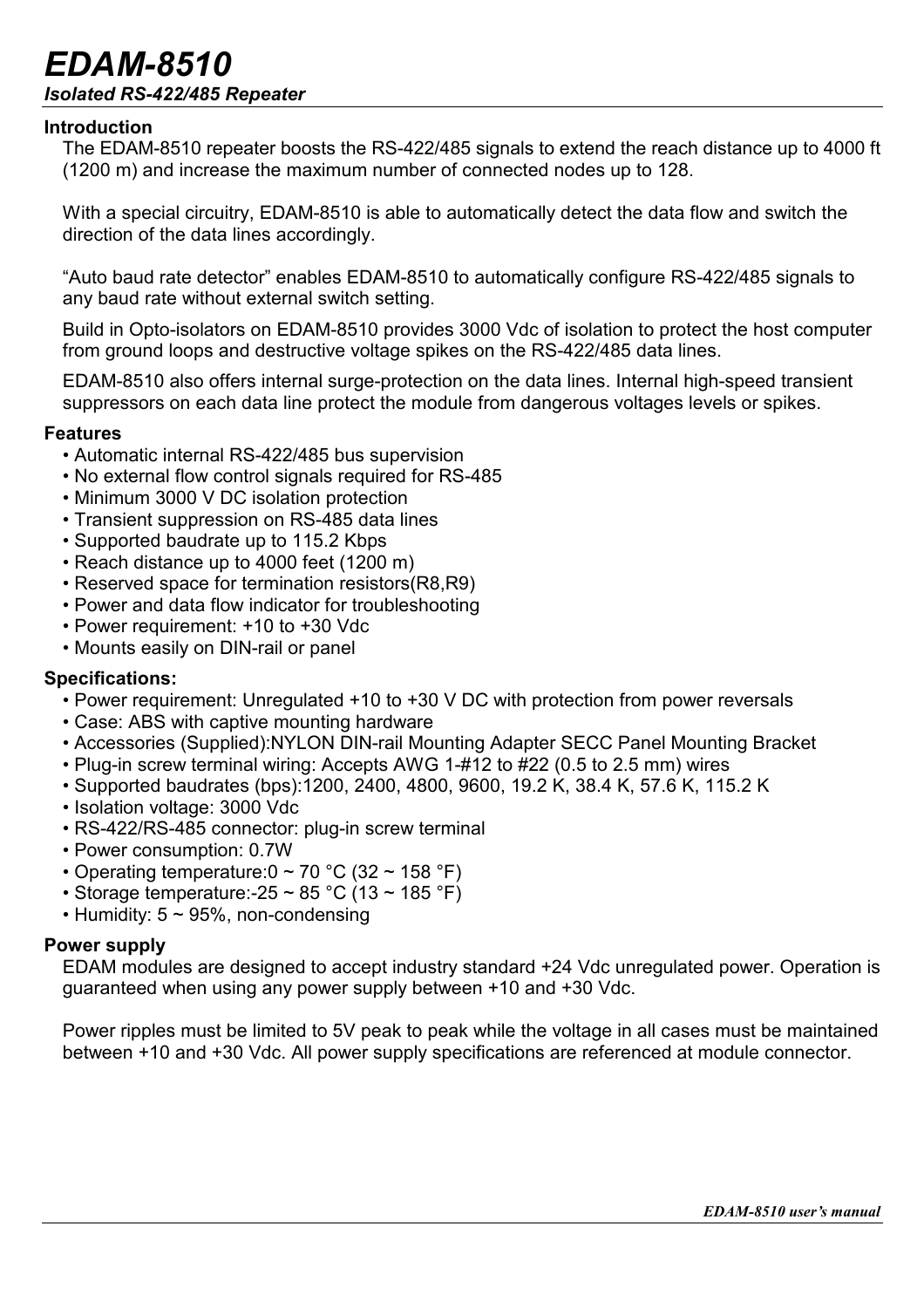# EDAM-8510

***Isolated RS-422/485 Repeater***

### Introduction

The EDAM-8510 repeater boosts the RS-422/485 signals to extend the reach distance up to 4000 ft (1200 m) and increase the maximum number of connected nodes up to 128.

With a special circuitry, EDAM-8510 is able to automatically detect the data flow and switch the direction of the data lines accordingly.

"Auto baud rate detector" enables EDAM-8510 to automatically configure RS-422/485 signals to any baud rate without external switch setting.

Build in Opto-isolators on EDAM-8510 provides 3000 Vdc of isolation to protect the host computer from ground loops and destructive voltage spikes on the RS-422/485 data lines.

EDAM-8510 also offers internal surge-protection on the data lines. Internal high-speed transient suppressors on each data line protect the module from dangerous voltages levels or spikes.

### Features

- Automatic internal RS-422/485 bus supervision
- No external flow control signals required for RS-485
- Minimum 3000 V DC isolation protection
- Transient suppression on RS-485 data lines
- Supported baudrate up to 115.2 Kbps
- Reach distance up to 4000 feet (1200 m)
- Reserved space for termination resistors(R8,R9)
- Power and data flow indicator for troubleshooting
- Power requirement: +10 to +30 Vdc
- Mounts easily on DIN-rail or panel

### Specifications:

- Power requirement: Unregulated +10 to +30 V DC with protection from power reversals
- Case: ABS with captive mounting hardware
- Accessories (Supplied):NYLON DIN-rail Mounting Adapter SECC Panel Mounting Bracket
- Plug-in screw terminal wiring: Accepts AWG 1-#12 to #22 (0.5 to 2.5 mm) wires
- Supported baudrates (bps):1200, 2400, 4800, 9600, 19.2 K, 38.4 K, 57.6 K, 115.2 K
- Isolation voltage: 3000 Vdc
- RS-422/RS-485 connector: plug-in screw terminal
- Power consumption: 0.7W
- Operating temperature:0 ~ 70 °C (32 ~ 158 °F)
- Storage temperature:-25 ~ 85 °C (13 ~ 185 °F)
- Humidity: 5 ~ 95%, non-condensing

### Power supply

EDAM modules are designed to accept industry standard +24 Vdc unregulated power. Operation is guaranteed when using any power supply between +10 and +30 Vdc.

Power ripples must be limited to 5V peak to peak while the voltage in all cases must be maintained between +10 and +30 Vdc. All power supply specifications are referenced at module connector.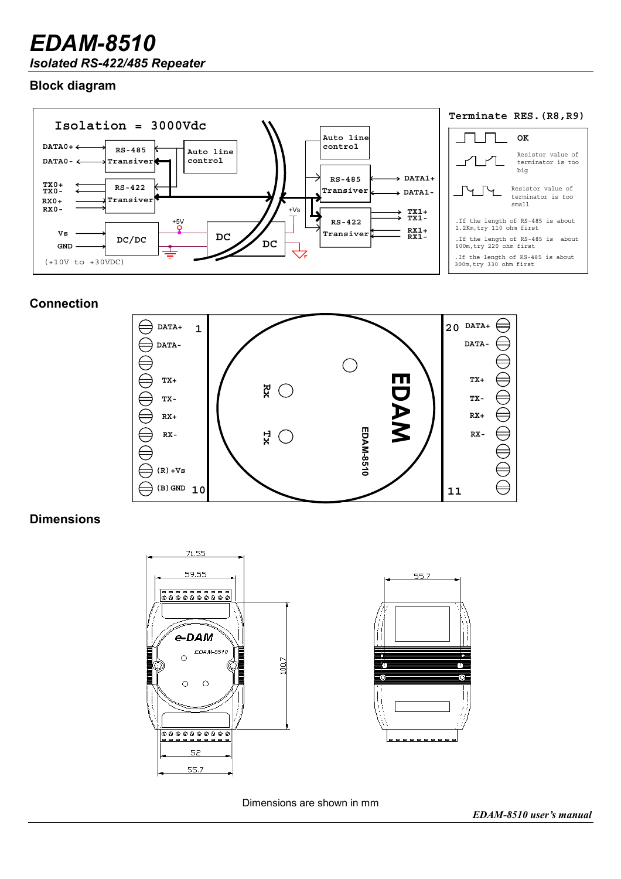# EDAM-8510

*Isolated RS-422/485 Repeater*

## Block diagram

Isolation = 3000Vdc

DATA0+
DATA0-
RS-485 Transiver
Auto line control
TX0+
TX0-
RX0+
RX0-
RS-422 Transiver
Vs
GND
DC/DC
(+10V to +30VDC)
+5V
DC
DC
+Vs
Auto line control
RS-485 Transiver
DATA1+
DATA1-
RS-422 Transiver
TX1+
TX1-
RX1+
RX1-

Terminate RES.(R8,R9)

OK

Resistor value of terminator is too big

Resistor value of terminator is too small

.If the length of RS-485 is about 1.2Km, try 110 ohm first

.If the length of RS-485 is about 600m, try 220 ohm first

.If the length of RS-485 is about 300m, try 330 ohm first

## Connection

DATA+ 1
DATA-
TX+
TX-
RX+
RX-
(R)+Vs
(B)GND 10

Rx
Tx
EDAM
EDAM-8510

20 DATA+
DATA-
TX+
TX-
RX+
RX-
11

## Dimensions

71.55
59.55
e-DAM
EDAM-8510
100.7
52
55.7
55.7

Dimensions are shown in mm